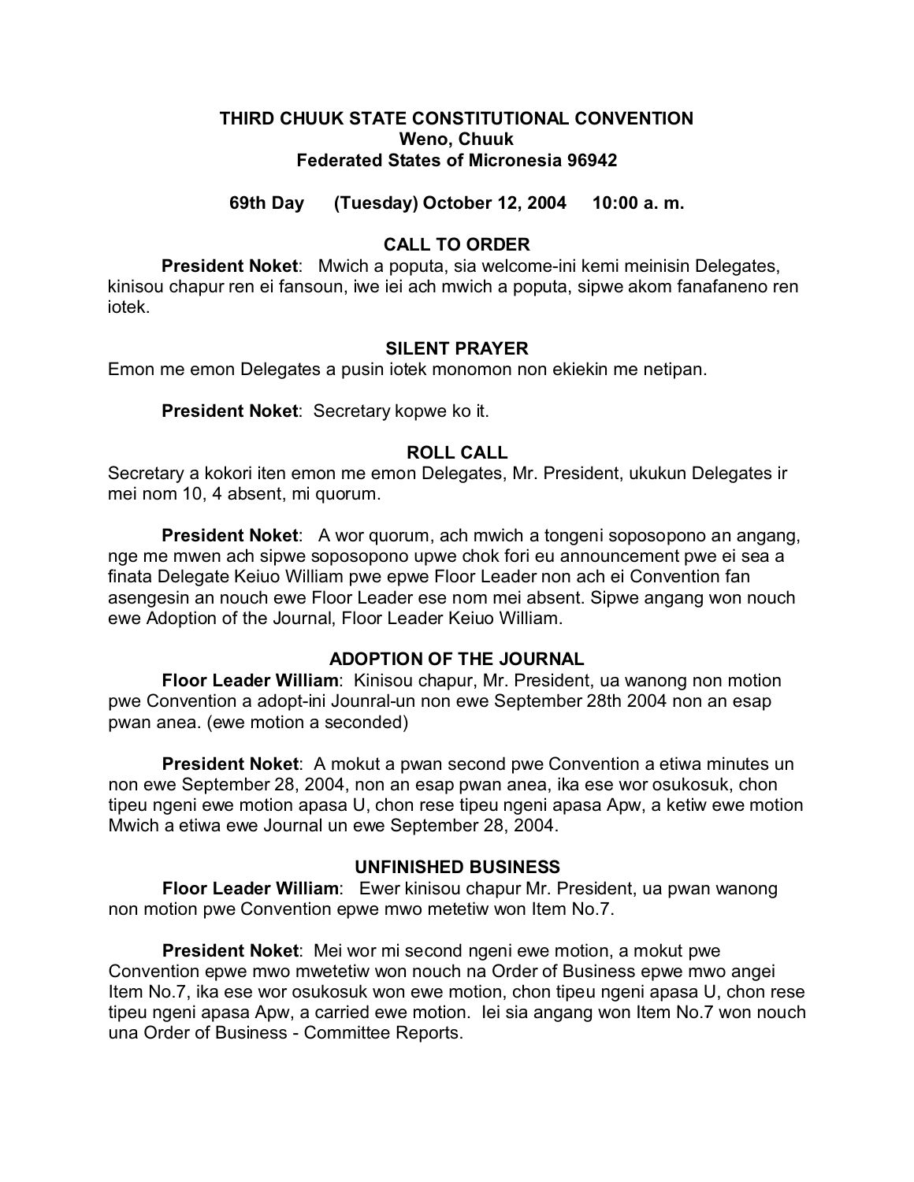**THIRD CHUUK STATE CONSTITUTIONAL CONVENTION**
**Weno, Chuuk**
**Federated States of Micronesia 96942**

**69th Day (Tuesday) October 12, 2004 10:00 a. m.**

## CALL TO ORDER

**President Noket**: Mwich a poputa, sia welcome-ini kemi meinisin Delegates, kinisou chapur ren ei fansoun, iwe iei ach mwich a poputa, sipwe akom fanafaneno ren iotek.

## SILENT PRAYER

Emon me emon Delegates a pusin iotek monomon non ekiekin me netipan.

**President Noket**: Secretary kopwe ko it.

## ROLL CALL

Secretary a kokori iten emon me emon Delegates, Mr. President, ukukun Delegates ir mei nom 10, 4 absent, mi quorum.

**President Noket**: A wor quorum, ach mwich a tongeni soposopono an angang, nge me mwen ach sipwe soposopono upwe chok fori eu announcement pwe ei sea a finata Delegate Keiuo William pwe epwe Floor Leader non ach ei Convention fan asengesin an nouch ewe Floor Leader ese nom mei absent. Sipwe angang won nouch ewe Adoption of the Journal, Floor Leader Keiuo William.

## ADOPTION OF THE JOURNAL

**Floor Leader William**: Kinisou chapur, Mr. President, ua wanong non motion pwe Convention a adopt-ini Jounral-un non ewe September 28th 2004 non an esap pwan anea. (ewe motion a seconded)

**President Noket**: A mokut a pwan second pwe Convention a etiwa minutes un non ewe September 28, 2004, non an esap pwan anea, ika ese wor osukosuk, chon tipeu ngeni ewe motion apasa U, chon rese tipeu ngeni apasa Apw, a ketiw ewe motion Mwich a etiwa ewe Journal un ewe September 28, 2004.

## UNFINISHED BUSINESS

**Floor Leader William**: Ewer kinisou chapur Mr. President, ua pwan wanong non motion pwe Convention epwe mwo metetiw won Item No.7.

**President Noket**: Mei wor mi second ngeni ewe motion, a mokut pwe Convention epwe mwo mwetetiw won nouch na Order of Business epwe mwo angei Item No.7, ika ese wor osukosuk won ewe motion, chon tipeu ngeni apasa U, chon rese tipeu ngeni apasa Apw, a carried ewe motion. Iei sia angang won Item No.7 won nouch una Order of Business - Committee Reports.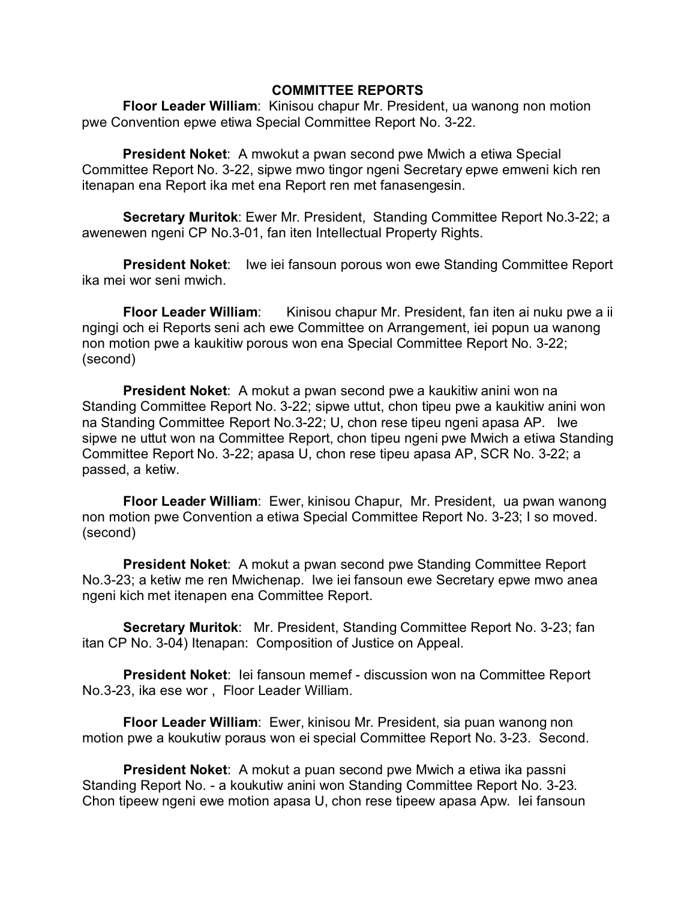## COMMITTEE REPORTS

**Floor Leader William**: Kinisou chapur Mr. President, ua wanong non motion pwe Convention epwe etiwa Special Committee Report No. 3-22.

**President Noket**: A mwokut a pwan second pwe Mwich a etiwa Special Committee Report No. 3-22, sipwe mwo tingor ngeni Secretary epwe emweni kich ren itenapan ena Report ika met ena Report ren met fanasengesin.

**Secretary Muritok**: Ewer Mr. President, Standing Committee Report No.3-22; a awenewen ngeni CP No.3-01, fan iten Intellectual Property Rights.

**President Noket**: Iwe iei fansoun porous won ewe Standing Committee Report ika mei wor seni mwich.

**Floor Leader William**: Kinisou chapur Mr. President, fan iten ai nuku pwe a ii ngingi och ei Reports seni ach ewe Committee on Arrangement, iei popun ua wanong non motion pwe a kaukitiw porous won ena Special Committee Report No. 3-22; (second)

**President Noket**: A mokut a pwan second pwe a kaukitiw anini won na Standing Committee Report No. 3-22; sipwe uttut, chon tipeu pwe a kaukitiw anini won na Standing Committee Report No.3-22; U, chon rese tipeu ngeni apasa AP. Iwe sipwe ne uttut won na Committee Report, chon tipeu ngeni pwe Mwich a etiwa Standing Committee Report No. 3-22; apasa U, chon rese tipeu apasa AP, SCR No. 3-22; a passed, a ketiw.

**Floor Leader William**: Ewer, kinisou Chapur, Mr. President, ua pwan wanong non motion pwe Convention a etiwa Special Committee Report No. 3-23; I so moved. (second)

**President Noket**: A mokut a pwan second pwe Standing Committee Report No.3-23; a ketiw me ren Mwichenap. Iwe iei fansoun ewe Secretary epwe mwo anea ngeni kich met itenapen ena Committee Report.

**Secretary Muritok**: Mr. President, Standing Committee Report No. 3-23; fan itan CP No. 3-04) Itenapan: Composition of Justice on Appeal.

**President Noket**: Iei fansoun memef - discussion won na Committee Report No.3-23, ika ese wor , Floor Leader William.

**Floor Leader William**: Ewer, kinisou Mr. President, sia puan wanong non motion pwe a koukutiw poraus won ei special Committee Report No. 3-23. Second.

**President Noket**: A mokut a puan second pwe Mwich a etiwa ika passni Standing Report No. - a koukutiw anini won Standing Committee Report No. 3-23. Chon tipeew ngeni ewe motion apasa U, chon rese tipeew apasa Apw. Iei fansoun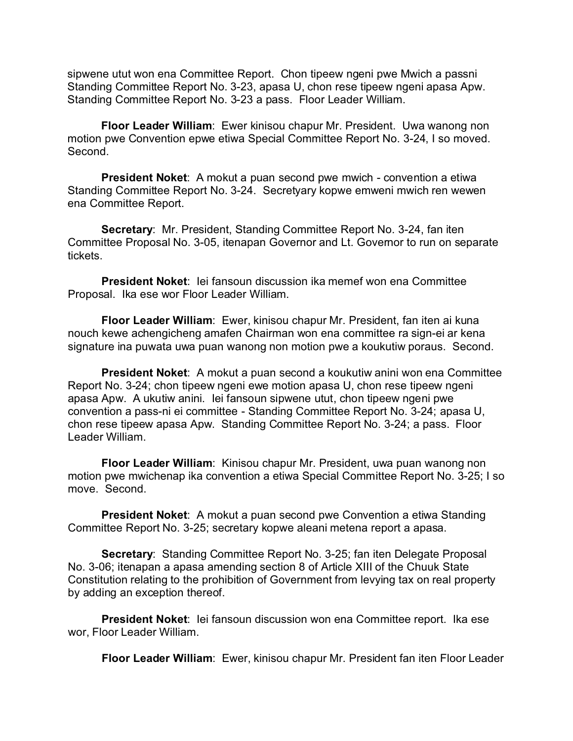sipwene utut won ena Committee Report. Chon tipeew ngeni pwe Mwich a passni Standing Committee Report No. 3-23, apasa U, chon rese tipeew ngeni apasa Apw. Standing Committee Report No. 3-23 a pass. Floor Leader William.

**Floor Leader William**: Ewer kinisou chapur Mr. President. Uwa wanong non motion pwe Convention epwe etiwa Special Committee Report No. 3-24, I so moved. Second.

**President Noket**: A mokut a puan second pwe mwich - convention a etiwa Standing Committee Report No. 3-24. Secretyary kopwe emweni mwich ren wewen ena Committee Report.

**Secretary**: Mr. President, Standing Committee Report No. 3-24, fan iten Committee Proposal No. 3-05, itenapan Governor and Lt. Governor to run on separate tickets.

**President Noket**: Iei fansoun discussion ika memef won ena Committee Proposal. Ika ese wor Floor Leader William.

**Floor Leader William**: Ewer, kinisou chapur Mr. President, fan iten ai kuna nouch kewe achengicheng amafen Chairman won ena committee ra sign-ei ar kena signature ina puwata uwa puan wanong non motion pwe a koukutiw poraus. Second.

**President Noket**: A mokut a puan second a koukutiw anini won ena Committee Report No. 3-24; chon tipeew ngeni ewe motion apasa U, chon rese tipeew ngeni apasa Apw. A ukutiw anini. Iei fansoun sipwene utut, chon tipeew ngeni pwe convention a pass-ni ei committee - Standing Committee Report No. 3-24; apasa U, chon rese tipeew apasa Apw. Standing Committee Report No. 3-24; a pass. Floor Leader William.

**Floor Leader William**: Kinisou chapur Mr. President, uwa puan wanong non motion pwe mwichenap ika convention a etiwa Special Committee Report No. 3-25; I so move. Second.

**President Noket**: A mokut a puan second pwe Convention a etiwa Standing Committee Report No. 3-25; secretary kopwe aleani metena report a apasa.

**Secretary**: Standing Committee Report No. 3-25; fan iten Delegate Proposal No. 3-06; itenapan a apasa amending section 8 of Article XIII of the Chuuk State Constitution relating to the prohibition of Government from levying tax on real property by adding an exception thereof.

**President Noket**: Iei fansoun discussion won ena Committee report. Ika ese wor, Floor Leader William.

**Floor Leader William**: Ewer, kinisou chapur Mr. President fan iten Floor Leader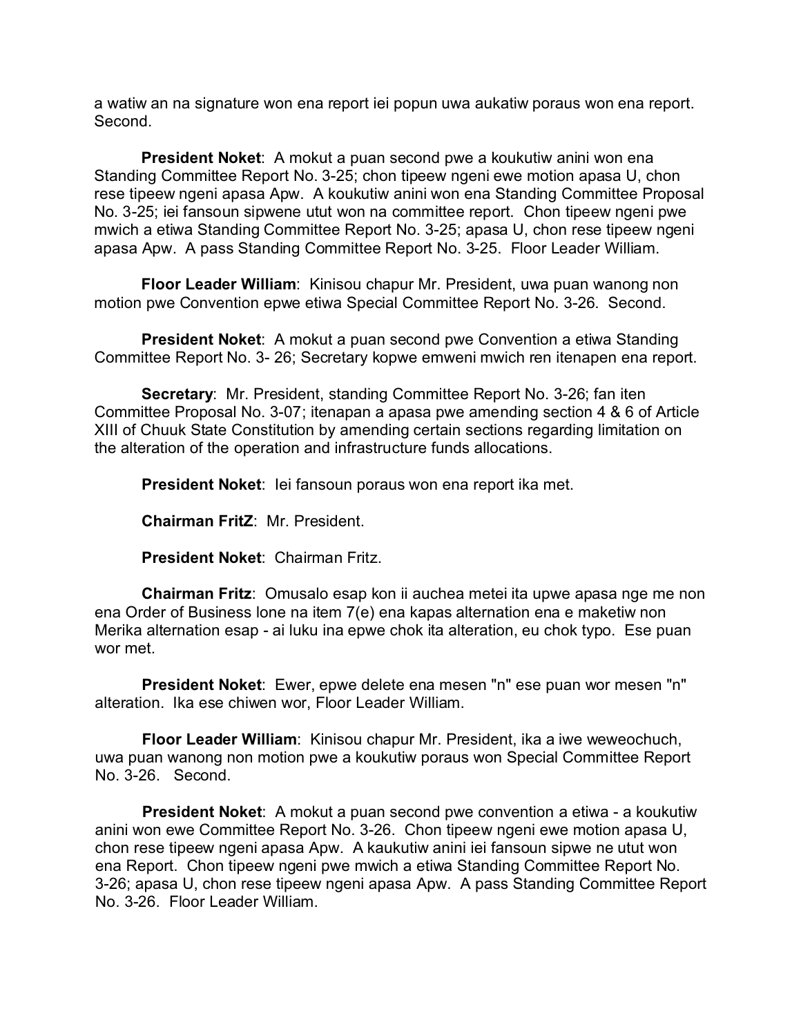a watiw an na signature won ena report iei popun uwa aukatiw poraus won ena report. Second.

**President Noket**: A mokut a puan second pwe a koukutiw anini won ena Standing Committee Report No. 3-25; chon tipeew ngeni ewe motion apasa U, chon rese tipeew ngeni apasa Apw. A koukutiw anini won ena Standing Committee Proposal No. 3-25; iei fansoun sipwene utut won na committee report. Chon tipeew ngeni pwe mwich a etiwa Standing Committee Report No. 3-25; apasa U, chon rese tipeew ngeni apasa Apw. A pass Standing Committee Report No. 3-25. Floor Leader William.

**Floor Leader William**: Kinisou chapur Mr. President, uwa puan wanong non motion pwe Convention epwe etiwa Special Committee Report No. 3-26. Second.

**President Noket**: A mokut a puan second pwe Convention a etiwa Standing Committee Report No. 3- 26; Secretary kopwe emweni mwich ren itenapen ena report.

**Secretary**: Mr. President, standing Committee Report No. 3-26; fan iten Committee Proposal No. 3-07; itenapan a apasa pwe amending section 4 & 6 of Article XIII of Chuuk State Constitution by amending certain sections regarding limitation on the alteration of the operation and infrastructure funds allocations.

**President Noket**: Iei fansoun poraus won ena report ika met.

**Chairman FritZ**: Mr. President.

**President Noket**: Chairman Fritz.

**Chairman Fritz**: Omusalo esap kon ii auchea metei ita upwe apasa nge me non ena Order of Business lone na item 7(e) ena kapas alternation ena e maketiw non Merika alternation esap - ai luku ina epwe chok ita alteration, eu chok typo. Ese puan wor met.

**President Noket**: Ewer, epwe delete ena mesen "n" ese puan wor mesen "n" alteration. Ika ese chiwen wor, Floor Leader William.

**Floor Leader William**: Kinisou chapur Mr. President, ika a iwe weweochuch, uwa puan wanong non motion pwe a koukutiw poraus won Special Committee Report No. 3-26. Second.

**President Noket**: A mokut a puan second pwe convention a etiwa - a koukutiw anini won ewe Committee Report No. 3-26. Chon tipeew ngeni ewe motion apasa U, chon rese tipeew ngeni apasa Apw. A kaukutiw anini iei fansoun sipwe ne utut won ena Report. Chon tipeew ngeni pwe mwich a etiwa Standing Committee Report No. 3-26; apasa U, chon rese tipeew ngeni apasa Apw. A pass Standing Committee Report No. 3-26. Floor Leader William.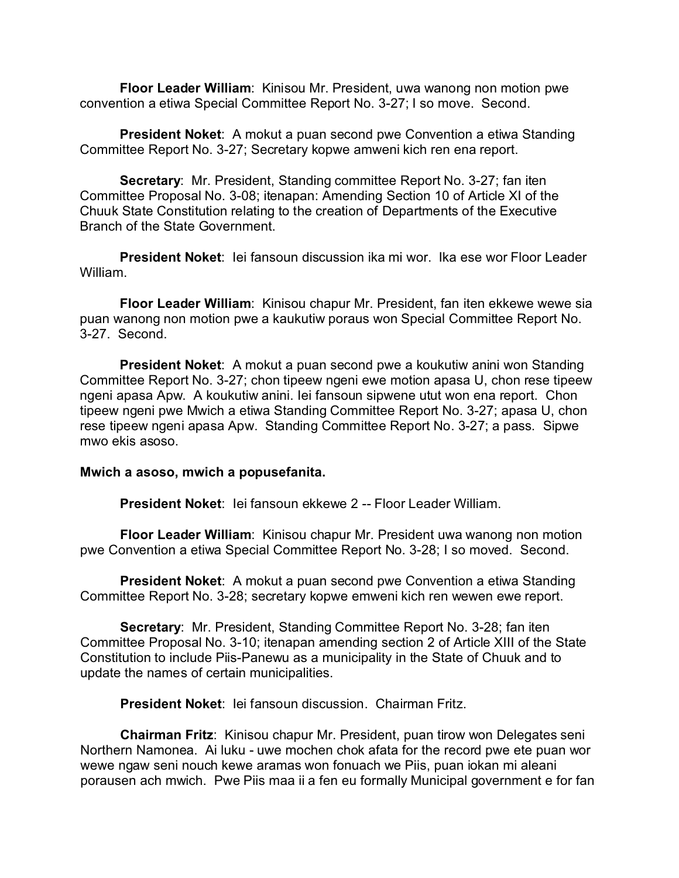**Floor Leader William**: Kinisou Mr. President, uwa wanong non motion pwe convention a etiwa Special Committee Report No. 3-27; I so move. Second.

**President Noket**: A mokut a puan second pwe Convention a etiwa Standing Committee Report No. 3-27; Secretary kopwe amweni kich ren ena report.

**Secretary**: Mr. President, Standing committee Report No. 3-27; fan iten Committee Proposal No. 3-08; itenapan: Amending Section 10 of Article XI of the Chuuk State Constitution relating to the creation of Departments of the Executive Branch of the State Government.

**President Noket**: Iei fansoun discussion ika mi wor. Ika ese wor Floor Leader William.

**Floor Leader William**: Kinisou chapur Mr. President, fan iten ekkewe wewe sia puan wanong non motion pwe a kaukutiw poraus won Special Committee Report No. 3-27. Second.

**President Noket**: A mokut a puan second pwe a koukutiw anini won Standing Committee Report No. 3-27; chon tipeew ngeni ewe motion apasa U, chon rese tipeew ngeni apasa Apw. A koukutiw anini. Iei fansoun sipwene utut won ena report. Chon tipeew ngeni pwe Mwich a etiwa Standing Committee Report No. 3-27; apasa U, chon rese tipeew ngeni apasa Apw. Standing Committee Report No. 3-27; a pass. Sipwe mwo ekis asoso.

**Mwich a asoso, mwich a popusefanita.**

**President Noket**: Iei fansoun ekkewe 2 -- Floor Leader William.

**Floor Leader William**: Kinisou chapur Mr. President uwa wanong non motion pwe Convention a etiwa Special Committee Report No. 3-28; I so moved. Second.

**President Noket**: A mokut a puan second pwe Convention a etiwa Standing Committee Report No. 3-28; secretary kopwe emweni kich ren wewen ewe report.

**Secretary**: Mr. President, Standing Committee Report No. 3-28; fan iten Committee Proposal No. 3-10; itenapan amending section 2 of Article XIII of the State Constitution to include Piis-Panewu as a municipality in the State of Chuuk and to update the names of certain municipalities.

**President Noket**: Iei fansoun discussion. Chairman Fritz.

**Chairman Fritz**: Kinisou chapur Mr. President, puan tirow won Delegates seni Northern Namonea. Ai luku - uwe mochen chok afata for the record pwe ete puan wor wewe ngaw seni nouch kewe aramas won fonuach we Piis, puan iokan mi aleani porausen ach mwich. Pwe Piis maa ii a fen eu formally Municipal government e for fan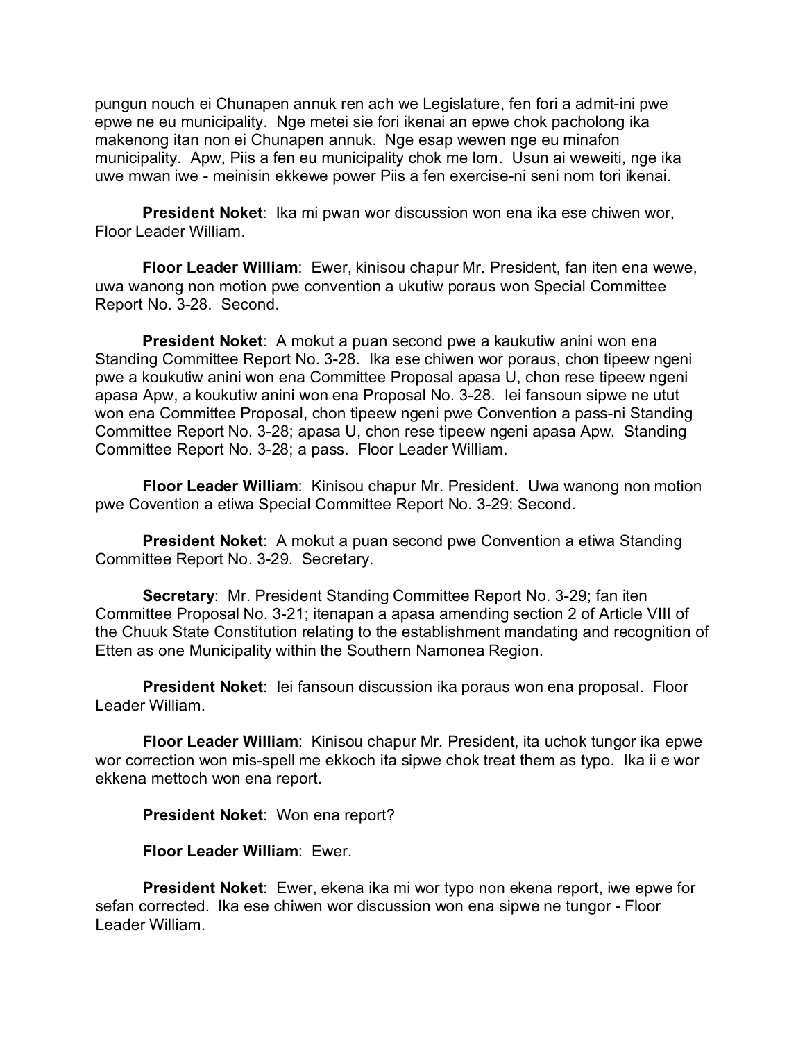pungun nouch ei Chunapen annuk ren ach we Legislature, fen fori a admit-ini pwe epwe ne eu municipality. Nge metei sie fori ikenai an epwe chok pacholong ika makenong itan non ei Chunapen annuk. Nge esap wewen nge eu minafon municipality. Apw, Piis a fen eu municipality chok me lom. Usun ai weweiti, nge ika uwe mwan iwe - meinisin ekkewe power Piis a fen exercise-ni seni nom tori ikenai.

**President Noket**: Ika mi pwan wor discussion won ena ika ese chiwen wor, Floor Leader William.

**Floor Leader William**: Ewer, kinisou chapur Mr. President, fan iten ena wewe, uwa wanong non motion pwe convention a ukutiw poraus won Special Committee Report No. 3-28. Second.

**President Noket**: A mokut a puan second pwe a kaukutiw anini won ena Standing Committee Report No. 3-28. Ika ese chiwen wor poraus, chon tipeew ngeni pwe a koukutiw anini won ena Committee Proposal apasa U, chon rese tipeew ngeni apasa Apw, a koukutiw anini won ena Proposal No. 3-28. Iei fansoun sipwe ne utut won ena Committee Proposal, chon tipeew ngeni pwe Convention a pass-ni Standing Committee Report No. 3-28; apasa U, chon rese tipeew ngeni apasa Apw. Standing Committee Report No. 3-28; a pass. Floor Leader William.

**Floor Leader William**: Kinisou chapur Mr. President. Uwa wanong non motion pwe Covention a etiwa Special Committee Report No. 3-29; Second.

**President Noket**: A mokut a puan second pwe Convention a etiwa Standing Committee Report No. 3-29. Secretary.

**Secretary**: Mr. President Standing Committee Report No. 3-29; fan iten Committee Proposal No. 3-21; itenapan a apasa amending section 2 of Article VIII of the Chuuk State Constitution relating to the establishment mandating and recognition of Etten as one Municipality within the Southern Namonea Region.

**President Noket**: Iei fansoun discussion ika poraus won ena proposal. Floor Leader William.

**Floor Leader William**: Kinisou chapur Mr. President, ita uchok tungor ika epwe wor correction won mis-spell me ekkoch ita sipwe chok treat them as typo. Ika ii e wor ekkena mettoch won ena report.

**President Noket**: Won ena report?

**Floor Leader William**: Ewer.

**President Noket**: Ewer, ekena ika mi wor typo non ekena report, iwe epwe for sefan corrected. Ika ese chiwen wor discussion won ena sipwe ne tungor - Floor Leader William.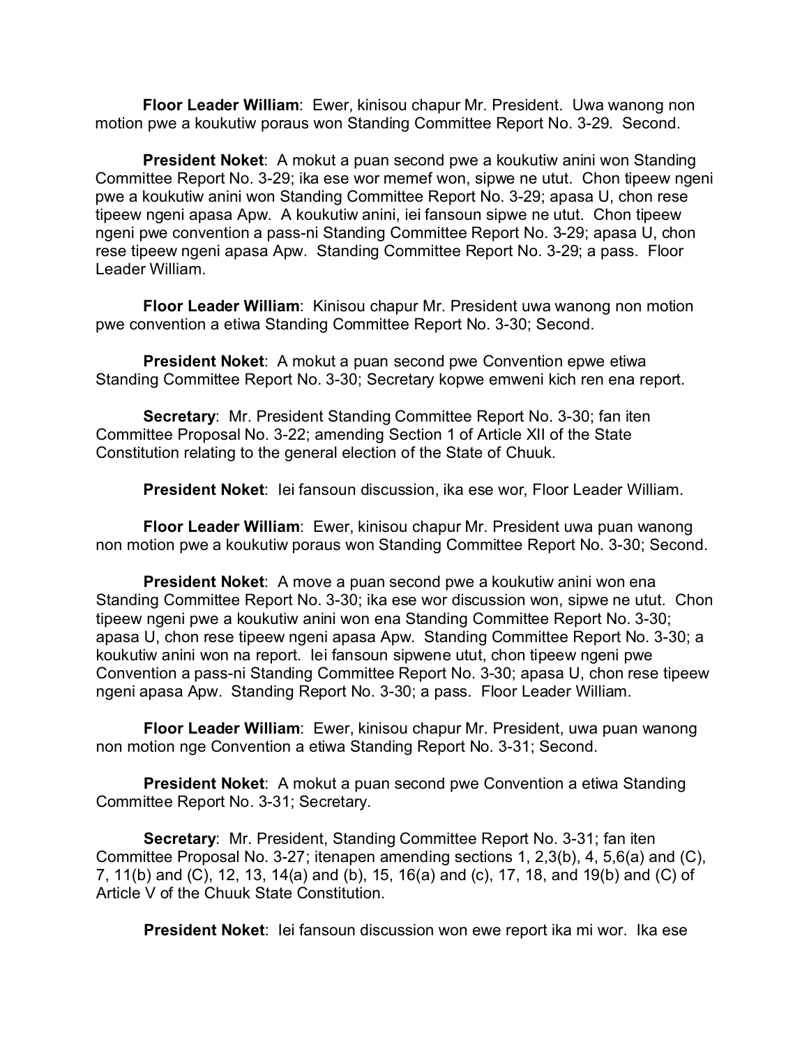**Floor Leader William**: Ewer, kinisou chapur Mr. President. Uwa wanong non motion pwe a koukutiw poraus won Standing Committee Report No. 3-29. Second.

**President Noket**: A mokut a puan second pwe a koukutiw anini won Standing Committee Report No. 3-29; ika ese wor memef won, sipwe ne utut. Chon tipeew ngeni pwe a koukutiw anini won Standing Committee Report No. 3-29; apasa U, chon rese tipeew ngeni apasa Apw. A koukutiw anini, iei fansoun sipwe ne utut. Chon tipeew ngeni pwe convention a pass-ni Standing Committee Report No. 3-29; apasa U, chon rese tipeew ngeni apasa Apw. Standing Committee Report No. 3-29; a pass. Floor Leader William.

**Floor Leader William**: Kinisou chapur Mr. President uwa wanong non motion pwe convention a etiwa Standing Committee Report No. 3-30; Second.

**President Noket**: A mokut a puan second pwe Convention epwe etiwa Standing Committee Report No. 3-30; Secretary kopwe emweni kich ren ena report.

**Secretary**: Mr. President Standing Committee Report No. 3-30; fan iten Committee Proposal No. 3-22; amending Section 1 of Article XII of the State Constitution relating to the general election of the State of Chuuk.

**President Noket**: Iei fansoun discussion, ika ese wor, Floor Leader William.

**Floor Leader William**: Ewer, kinisou chapur Mr. President uwa puan wanong non motion pwe a koukutiw poraus won Standing Committee Report No. 3-30; Second.

**President Noket**: A move a puan second pwe a koukutiw anini won ena Standing Committee Report No. 3-30; ika ese wor discussion won, sipwe ne utut. Chon tipeew ngeni pwe a koukutiw anini won ena Standing Committee Report No. 3-30; apasa U, chon rese tipeew ngeni apasa Apw. Standing Committee Report No. 3-30; a koukutiw anini won na report. Iei fansoun sipwene utut, chon tipeew ngeni pwe Convention a pass-ni Standing Committee Report No. 3-30; apasa U, chon rese tipeew ngeni apasa Apw. Standing Report No. 3-30; a pass. Floor Leader William.

**Floor Leader William**: Ewer, kinisou chapur Mr. President, uwa puan wanong non motion nge Convention a etiwa Standing Report No. 3-31; Second.

**President Noket**: A mokut a puan second pwe Convention a etiwa Standing Committee Report No. 3-31; Secretary.

**Secretary**: Mr. President, Standing Committee Report No. 3-31; fan iten Committee Proposal No. 3-27; itenapen amending sections 1, 2,3(b), 4, 5,6(a) and (C), 7, 11(b) and (C), 12, 13, 14(a) and (b), 15, 16(a) and (c), 17, 18, and 19(b) and (C) of Article V of the Chuuk State Constitution.

**President Noket**: Iei fansoun discussion won ewe report ika mi wor. Ika ese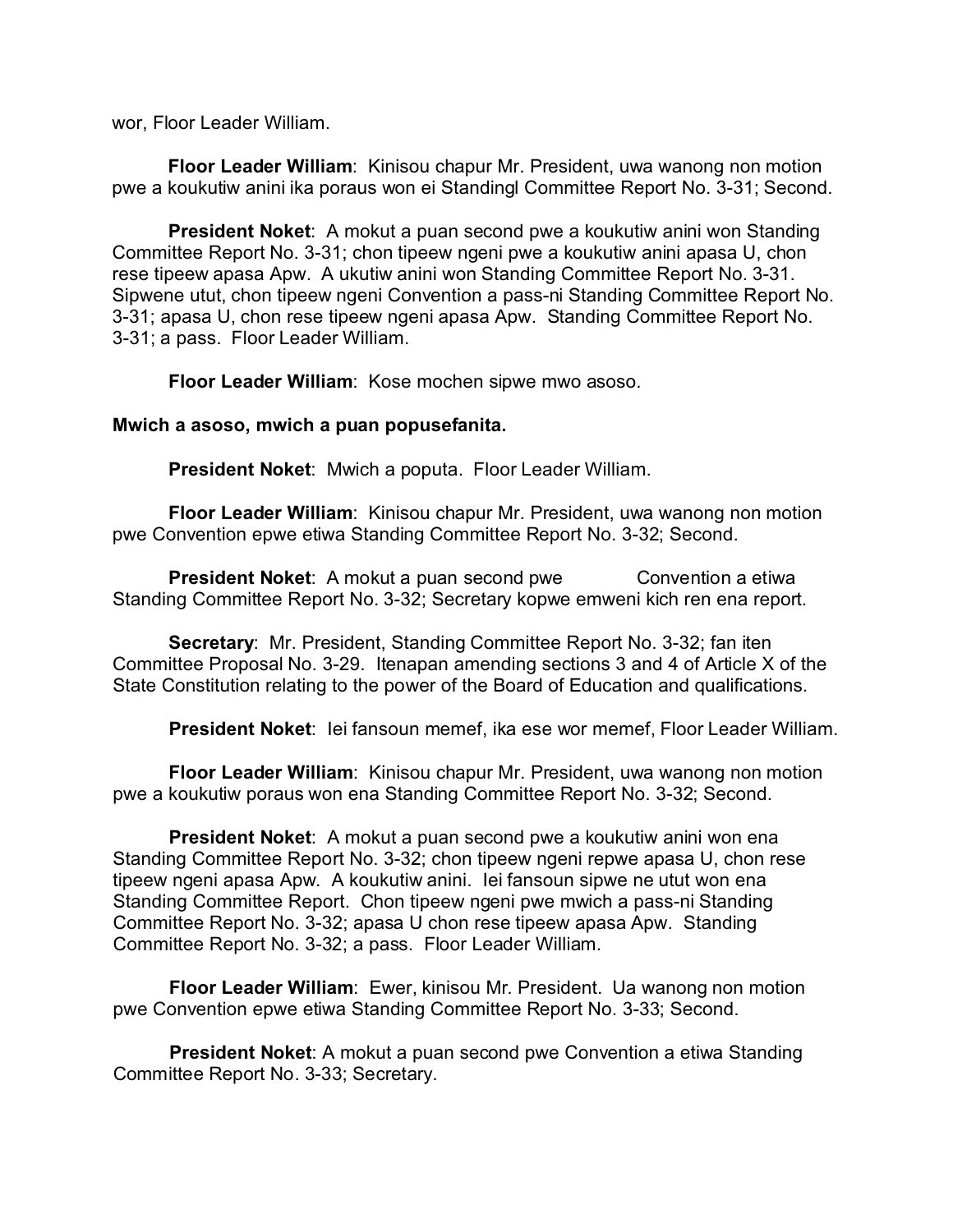wor, Floor Leader William.

**Floor Leader William**: Kinisou chapur Mr. President, uwa wanong non motion pwe a koukutiw anini ika poraus won ei Standingl Committee Report No. 3-31; Second.

**President Noket**: A mokut a puan second pwe a koukutiw anini won Standing Committee Report No. 3-31; chon tipeew ngeni pwe a koukutiw anini apasa U, chon rese tipeew apasa Apw. A ukutiw anini won Standing Committee Report No. 3-31. Sipwene utut, chon tipeew ngeni Convention a pass-ni Standing Committee Report No. 3-31; apasa U, chon rese tipeew ngeni apasa Apw. Standing Committee Report No. 3-31; a pass. Floor Leader William.

**Floor Leader William**: Kose mochen sipwe mwo asoso.

**Mwich a asoso, mwich a puan popusefanita.**

**President Noket**: Mwich a poputa. Floor Leader William.

**Floor Leader William**: Kinisou chapur Mr. President, uwa wanong non motion pwe Convention epwe etiwa Standing Committee Report No. 3-32; Second.

**President Noket**: A mokut a puan second pwe Convention a etiwa Standing Committee Report No. 3-32; Secretary kopwe emweni kich ren ena report.

**Secretary**: Mr. President, Standing Committee Report No. 3-32; fan iten Committee Proposal No. 3-29. Itenapan amending sections 3 and 4 of Article X of the State Constitution relating to the power of the Board of Education and qualifications.

**President Noket**: Iei fansoun memef, ika ese wor memef, Floor Leader William.

**Floor Leader William**: Kinisou chapur Mr. President, uwa wanong non motion pwe a koukutiw poraus won ena Standing Committee Report No. 3-32; Second.

**President Noket**: A mokut a puan second pwe a koukutiw anini won ena Standing Committee Report No. 3-32; chon tipeew ngeni repwe apasa U, chon rese tipeew ngeni apasa Apw. A koukutiw anini. Iei fansoun sipwe ne utut won ena Standing Committee Report. Chon tipeew ngeni pwe mwich a pass-ni Standing Committee Report No. 3-32; apasa U chon rese tipeew apasa Apw. Standing Committee Report No. 3-32; a pass. Floor Leader William.

**Floor Leader William**: Ewer, kinisou Mr. President. Ua wanong non motion pwe Convention epwe etiwa Standing Committee Report No. 3-33; Second.

**President Noket**: A mokut a puan second pwe Convention a etiwa Standing Committee Report No. 3-33; Secretary.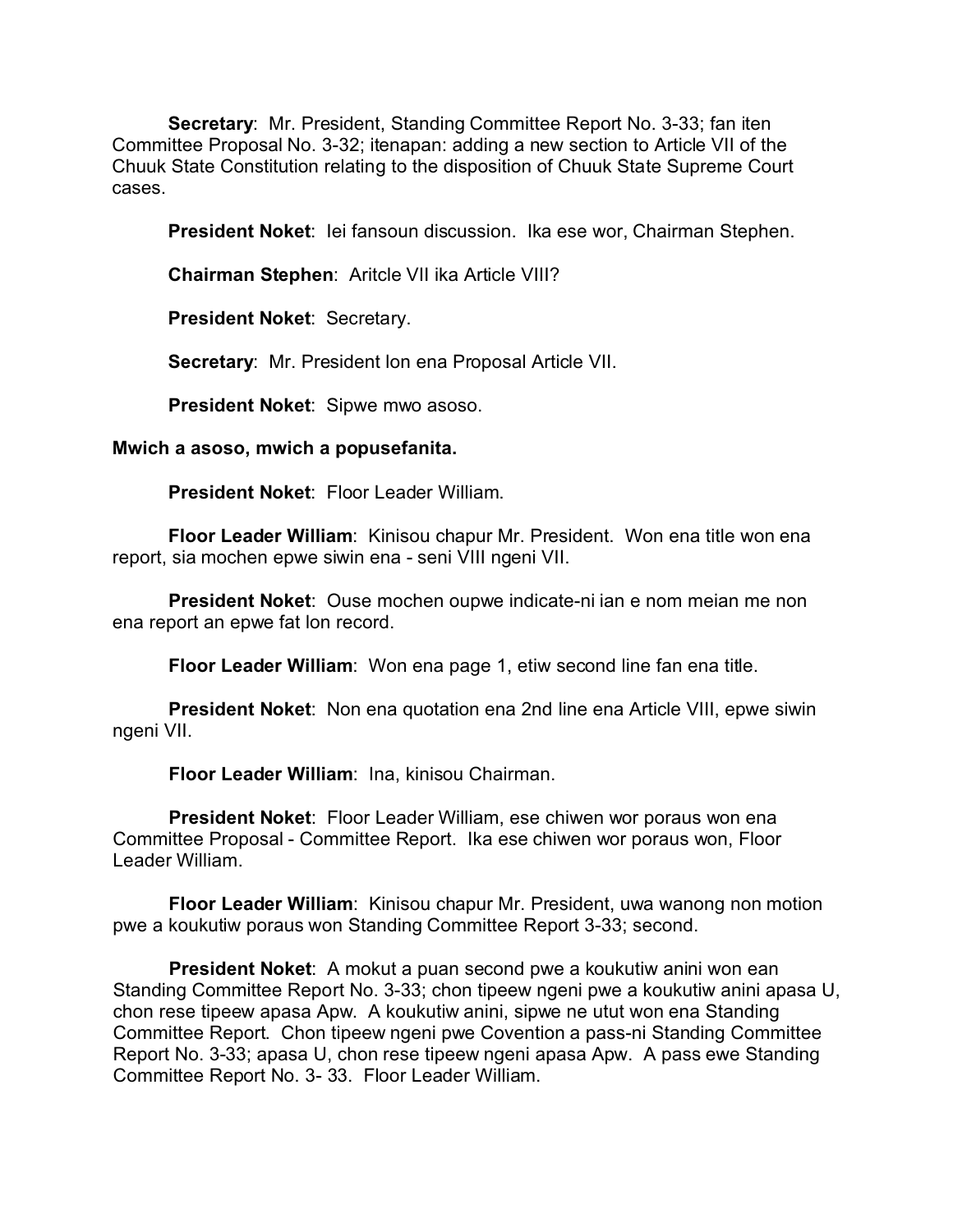**Secretary**: Mr. President, Standing Committee Report No. 3-33; fan iten Committee Proposal No. 3-32; itenapan: adding a new section to Article VII of the Chuuk State Constitution relating to the disposition of Chuuk State Supreme Court cases.

**President Noket**: Iei fansoun discussion. Ika ese wor, Chairman Stephen.

**Chairman Stephen**: Aritcle VII ika Article VIII?

**President Noket**: Secretary.

**Secretary**: Mr. President lon ena Proposal Article VII.

**President Noket**: Sipwe mwo asoso.

**Mwich a asoso, mwich a popusefanita.**

**President Noket**: Floor Leader William.

**Floor Leader William**: Kinisou chapur Mr. President. Won ena title won ena report, sia mochen epwe siwin ena - seni VIII ngeni VII.

**President Noket**: Ouse mochen oupwe indicate-ni ian e nom meian me non ena report an epwe fat lon record.

**Floor Leader William**: Won ena page 1, etiw second line fan ena title.

**President Noket**: Non ena quotation ena 2nd line ena Article VIII, epwe siwin ngeni VII.

**Floor Leader William**: Ina, kinisou Chairman.

**President Noket**: Floor Leader William, ese chiwen wor poraus won ena Committee Proposal - Committee Report. Ika ese chiwen wor poraus won, Floor Leader William.

**Floor Leader William**: Kinisou chapur Mr. President, uwa wanong non motion pwe a koukutiw poraus won Standing Committee Report 3-33; second.

**President Noket**: A mokut a puan second pwe a koukutiw anini won ean Standing Committee Report No. 3-33; chon tipeew ngeni pwe a koukutiw anini apasa U, chon rese tipeew apasa Apw. A koukutiw anini, sipwe ne utut won ena Standing Committee Report. Chon tipeew ngeni pwe Covention a pass-ni Standing Committee Report No. 3-33; apasa U, chon rese tipeew ngeni apasa Apw. A pass ewe Standing Committee Report No. 3- 33. Floor Leader William.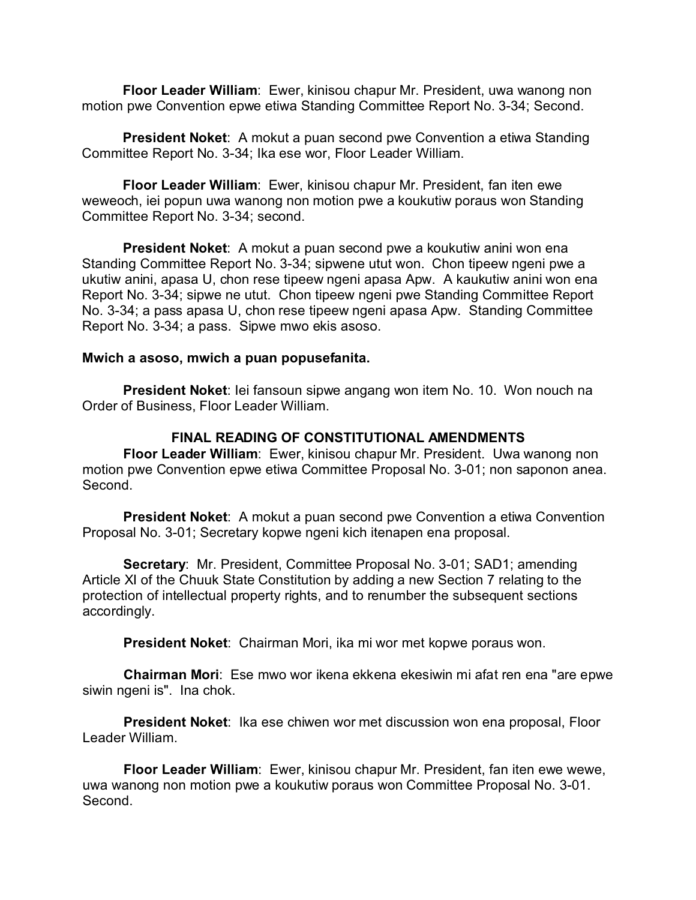**Floor Leader William**: Ewer, kinisou chapur Mr. President, uwa wanong non motion pwe Convention epwe etiwa Standing Committee Report No. 3-34; Second.

**President Noket**: A mokut a puan second pwe Convention a etiwa Standing Committee Report No. 3-34; Ika ese wor, Floor Leader William.

**Floor Leader William**: Ewer, kinisou chapur Mr. President, fan iten ewe weweoch, iei popun uwa wanong non motion pwe a koukutiw poraus won Standing Committee Report No. 3-34; second.

**President Noket**: A mokut a puan second pwe a koukutiw anini won ena Standing Committee Report No. 3-34; sipwene utut won. Chon tipeew ngeni pwe a ukutiw anini, apasa U, chon rese tipeew ngeni apasa Apw. A kaukutiw anini won ena Report No. 3-34; sipwe ne utut. Chon tipeew ngeni pwe Standing Committee Report No. 3-34; a pass apasa U, chon rese tipeew ngeni apasa Apw. Standing Committee Report No. 3-34; a pass. Sipwe mwo ekis asoso.

**Mwich a asoso, mwich a puan popusefanita.**

**President Noket**: Iei fansoun sipwe angang won item No. 10. Won nouch na Order of Business, Floor Leader William.

## FINAL READING OF CONSTITUTIONAL AMENDMENTS

**Floor Leader William**: Ewer, kinisou chapur Mr. President. Uwa wanong non motion pwe Convention epwe etiwa Committee Proposal No. 3-01; non saponon anea. Second.

**President Noket**: A mokut a puan second pwe Convention a etiwa Convention Proposal No. 3-01; Secretary kopwe ngeni kich itenapen ena proposal.

**Secretary**: Mr. President, Committee Proposal No. 3-01; SAD1; amending Article XI of the Chuuk State Constitution by adding a new Section 7 relating to the protection of intellectual property rights, and to renumber the subsequent sections accordingly.

**President Noket**: Chairman Mori, ika mi wor met kopwe poraus won.

**Chairman Mori**: Ese mwo wor ikena ekkena ekesiwin mi afat ren ena "are epwe siwin ngeni is". Ina chok.

**President Noket**: Ika ese chiwen wor met discussion won ena proposal, Floor Leader William.

**Floor Leader William**: Ewer, kinisou chapur Mr. President, fan iten ewe wewe, uwa wanong non motion pwe a koukutiw poraus won Committee Proposal No. 3-01. Second.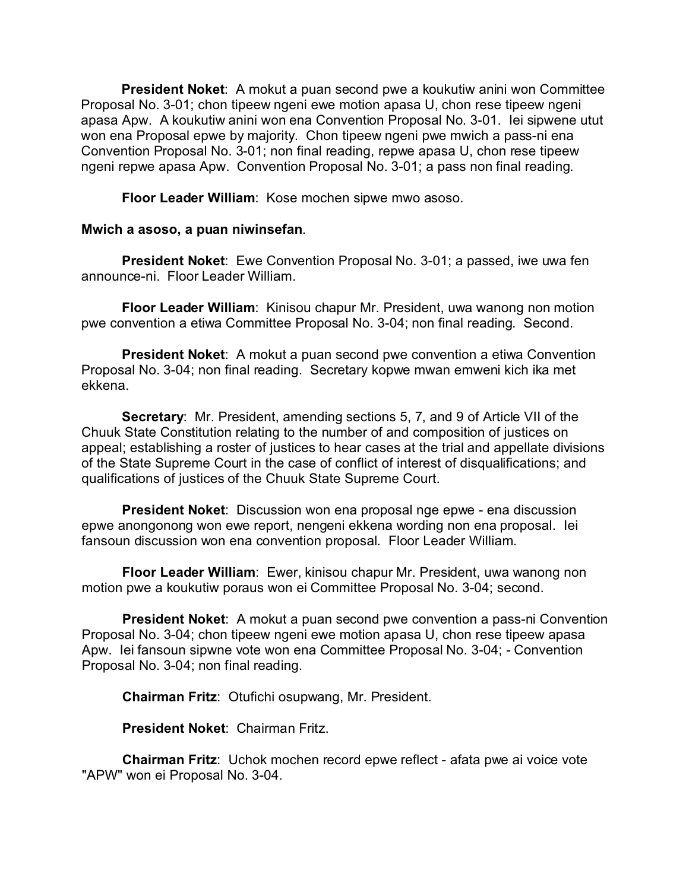**President Noket**: A mokut a puan second pwe a koukutiw anini won Committee Proposal No. 3-01; chon tipeew ngeni ewe motion apasa U, chon rese tipeew ngeni apasa Apw. A koukutiw anini won ena Convention Proposal No. 3-01. Iei sipwene utut won ena Proposal epwe by majority. Chon tipeew ngeni pwe mwich a pass-ni ena Convention Proposal No. 3-01; non final reading, repwe apasa U, chon rese tipeew ngeni repwe apasa Apw. Convention Proposal No. 3-01; a pass non final reading.

**Floor Leader William**: Kose mochen sipwe mwo asoso.

**Mwich a asoso, a puan niwinsefan**.

**President Noket**: Ewe Convention Proposal No. 3-01; a passed, iwe uwa fen announce-ni. Floor Leader William.

**Floor Leader William**: Kinisou chapur Mr. President, uwa wanong non motion pwe convention a etiwa Committee Proposal No. 3-04; non final reading. Second.

**President Noket**: A mokut a puan second pwe convention a etiwa Convention Proposal No. 3-04; non final reading. Secretary kopwe mwan emweni kich ika met ekkena.

**Secretary**: Mr. President, amending sections 5, 7, and 9 of Article VII of the Chuuk State Constitution relating to the number of and composition of justices on appeal; establishing a roster of justices to hear cases at the trial and appellate divisions of the State Supreme Court in the case of conflict of interest of disqualifications; and qualifications of justices of the Chuuk State Supreme Court.

**President Noket**: Discussion won ena proposal nge epwe - ena discussion epwe anongonong won ewe report, nengeni ekkena wording non ena proposal. Iei fansoun discussion won ena convention proposal. Floor Leader William.

**Floor Leader William**: Ewer, kinisou chapur Mr. President, uwa wanong non motion pwe a koukutiw poraus won ei Committee Proposal No. 3-04; second.

**President Noket**: A mokut a puan second pwe convention a pass-ni Convention Proposal No. 3-04; chon tipeew ngeni ewe motion apasa U, chon rese tipeew apasa Apw. Iei fansoun sipwne vote won ena Committee Proposal No. 3-04; - Convention Proposal No. 3-04; non final reading.

**Chairman Fritz**: Otufichi osupwang, Mr. President.

**President Noket**: Chairman Fritz.

**Chairman Fritz**: Uchok mochen record epwe reflect - afata pwe ai voice vote "APW" won ei Proposal No. 3-04.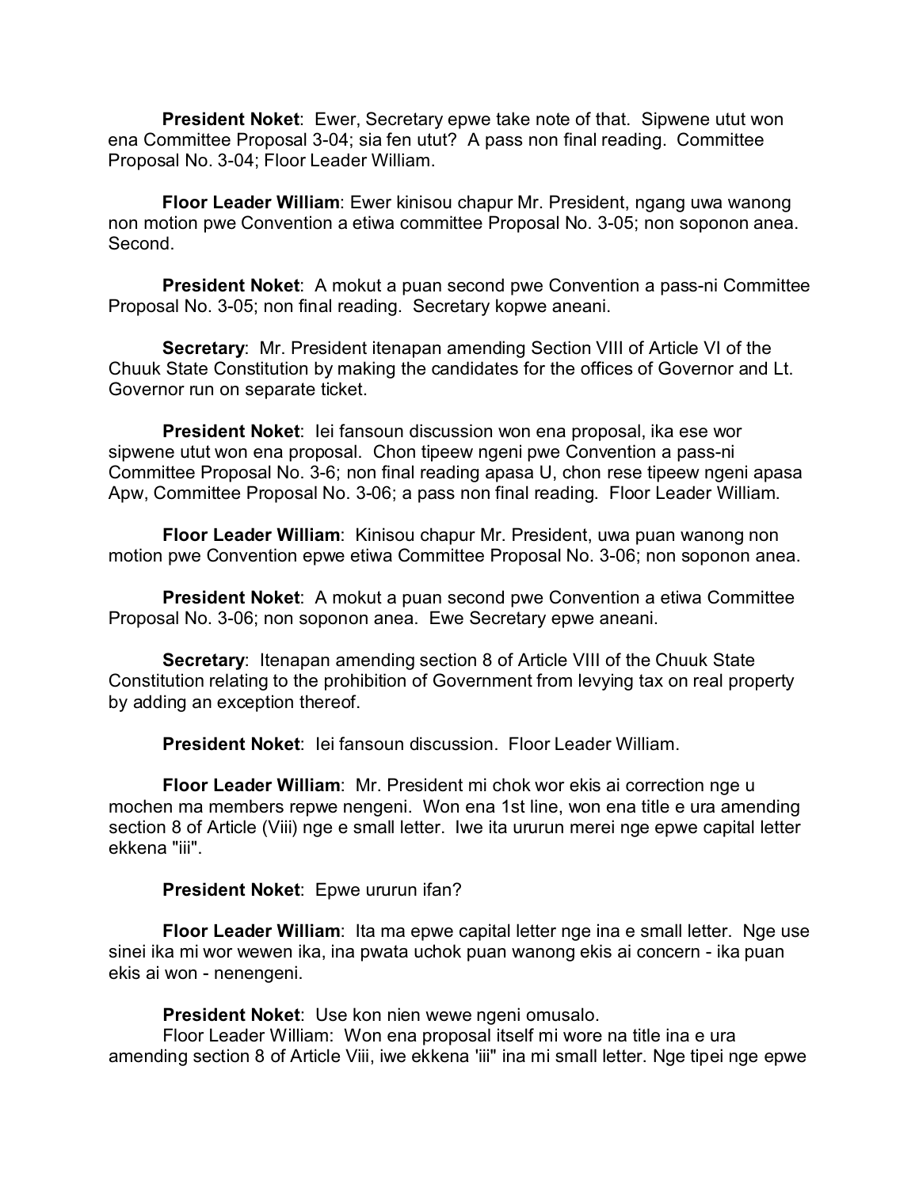**President Noket**: Ewer, Secretary epwe take note of that. Sipwene utut won ena Committee Proposal 3-04; sia fen utut? A pass non final reading. Committee Proposal No. 3-04; Floor Leader William.

**Floor Leader William**: Ewer kinisou chapur Mr. President, ngang uwa wanong non motion pwe Convention a etiwa committee Proposal No. 3-05; non soponon anea. Second.

**President Noket**: A mokut a puan second pwe Convention a pass-ni Committee Proposal No. 3-05; non final reading. Secretary kopwe aneani.

**Secretary**: Mr. President itenapan amending Section VIII of Article VI of the Chuuk State Constitution by making the candidates for the offices of Governor and Lt. Governor run on separate ticket.

**President Noket**: Iei fansoun discussion won ena proposal, ika ese wor sipwene utut won ena proposal. Chon tipeew ngeni pwe Convention a pass-ni Committee Proposal No. 3-6; non final reading apasa U, chon rese tipeew ngeni apasa Apw, Committee Proposal No. 3-06; a pass non final reading. Floor Leader William.

**Floor Leader William**: Kinisou chapur Mr. President, uwa puan wanong non motion pwe Convention epwe etiwa Committee Proposal No. 3-06; non soponon anea.

**President Noket**: A mokut a puan second pwe Convention a etiwa Committee Proposal No. 3-06; non soponon anea. Ewe Secretary epwe aneani.

**Secretary**: Itenapan amending section 8 of Article VIII of the Chuuk State Constitution relating to the prohibition of Government from levying tax on real property by adding an exception thereof.

**President Noket**: Iei fansoun discussion. Floor Leader William.

**Floor Leader William**: Mr. President mi chok wor ekis ai correction nge u mochen ma members repwe nengeni. Won ena 1st line, won ena title e ura amending section 8 of Article (Viii) nge e small letter. Iwe ita ururun merei nge epwe capital letter ekkena "iii".

**President Noket**: Epwe ururun ifan?

**Floor Leader William**: Ita ma epwe capital letter nge ina e small letter. Nge use sinei ika mi wor wewen ika, ina pwata uchok puan wanong ekis ai concern - ika puan ekis ai won - nenengeni.

**President Noket**: Use kon nien wewe ngeni omusalo.

Floor Leader William: Won ena proposal itself mi wore na title ina e ura amending section 8 of Article Viii, iwe ekkena 'iii" ina mi small letter. Nge tipei nge epwe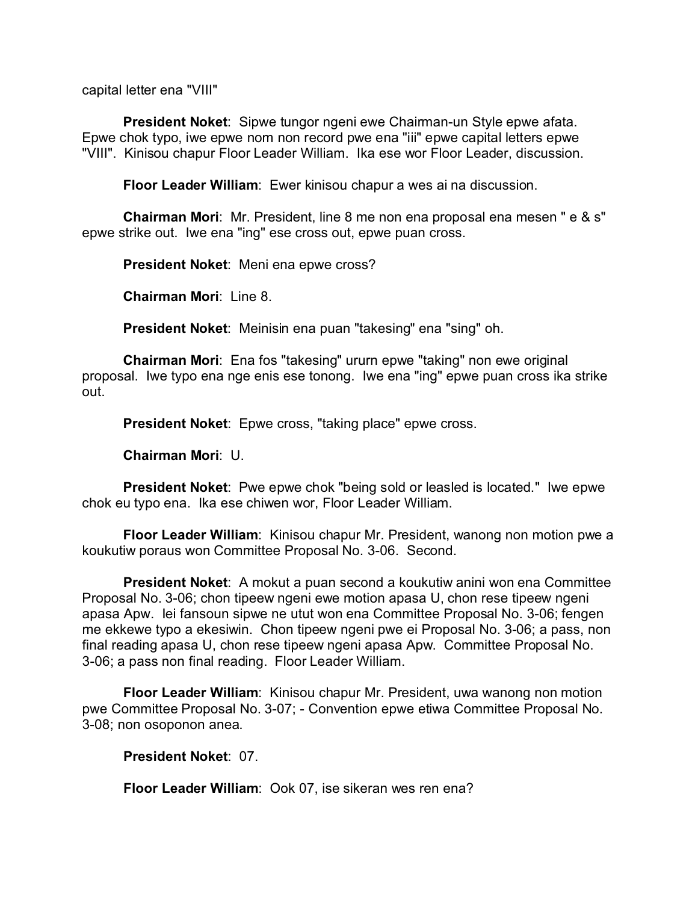capital letter ena "VIII"

**President Noket**: Sipwe tungor ngeni ewe Chairman-un Style epwe afata. Epwe chok typo, iwe epwe nom non record pwe ena "iii" epwe capital letters epwe "VIII". Kinisou chapur Floor Leader William. Ika ese wor Floor Leader, discussion.

**Floor Leader William**: Ewer kinisou chapur a wes ai na discussion.

**Chairman Mori**: Mr. President, line 8 me non ena proposal ena mesen " e & s" epwe strike out. Iwe ena "ing" ese cross out, epwe puan cross.

**President Noket**: Meni ena epwe cross?

**Chairman Mori**: Line 8.

**President Noket**: Meinisin ena puan "takesing" ena "sing" oh.

**Chairman Mori**: Ena fos "takesing" ururn epwe "taking" non ewe original proposal. Iwe typo ena nge enis ese tonong. Iwe ena "ing" epwe puan cross ika strike out.

**President Noket**: Epwe cross, "taking place" epwe cross.

**Chairman Mori**: U.

**President Noket**: Pwe epwe chok "being sold or leasled is located." Iwe epwe chok eu typo ena. Ika ese chiwen wor, Floor Leader William.

**Floor Leader William**: Kinisou chapur Mr. President, wanong non motion pwe a koukutiw poraus won Committee Proposal No. 3-06. Second.

**President Noket**: A mokut a puan second a koukutiw anini won ena Committee Proposal No. 3-06; chon tipeew ngeni ewe motion apasa U, chon rese tipeew ngeni apasa Apw. Iei fansoun sipwe ne utut won ena Committee Proposal No. 3-06; fengen me ekkewe typo a ekesiwin. Chon tipeew ngeni pwe ei Proposal No. 3-06; a pass, non final reading apasa U, chon rese tipeew ngeni apasa Apw. Committee Proposal No. 3-06; a pass non final reading. Floor Leader William.

**Floor Leader William**: Kinisou chapur Mr. President, uwa wanong non motion pwe Committee Proposal No. 3-07; - Convention epwe etiwa Committee Proposal No. 3-08; non osoponon anea.

**President Noket**: 07.

**Floor Leader William**: Ook 07, ise sikeran wes ren ena?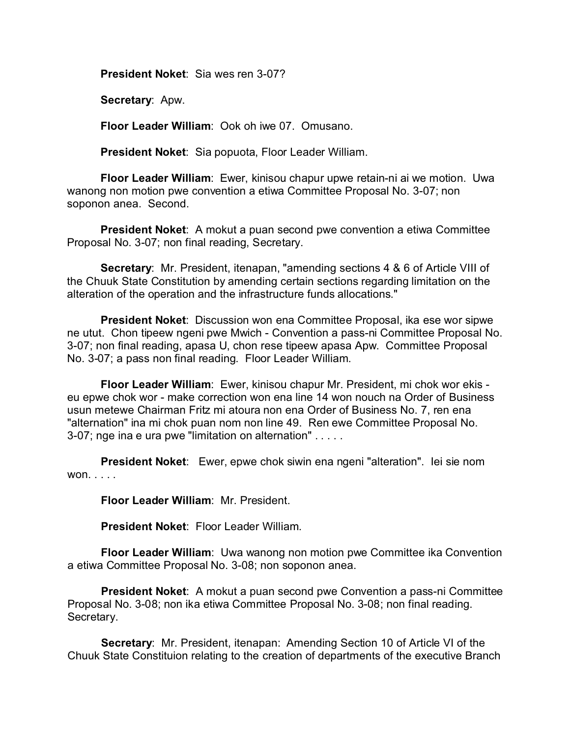**President Noket**: Sia wes ren 3-07?

**Secretary**: Apw.

**Floor Leader William**: Ook oh iwe 07. Omusano.

**President Noket**: Sia popuota, Floor Leader William.

**Floor Leader William**: Ewer, kinisou chapur upwe retain-ni ai we motion. Uwa wanong non motion pwe convention a etiwa Committee Proposal No. 3-07; non soponon anea. Second.

**President Noket**: A mokut a puan second pwe convention a etiwa Committee Proposal No. 3-07; non final reading, Secretary.

**Secretary**: Mr. President, itenapan, "amending sections 4 & 6 of Article VIII of the Chuuk State Constitution by amending certain sections regarding limitation on the alteration of the operation and the infrastructure funds allocations."

**President Noket**: Discussion won ena Committee Proposal, ika ese wor sipwe ne utut. Chon tipeew ngeni pwe Mwich - Convention a pass-ni Committee Proposal No. 3-07; non final reading, apasa U, chon rese tipeew apasa Apw. Committee Proposal No. 3-07; a pass non final reading. Floor Leader William.

**Floor Leader William**: Ewer, kinisou chapur Mr. President, mi chok wor ekis - eu epwe chok wor - make correction won ena line 14 won nouch na Order of Business usun metewe Chairman Fritz mi atoura non ena Order of Business No. 7, ren ena "alternation" ina mi chok puan nom non line 49. Ren ewe Committee Proposal No. 3-07; nge ina e ura pwe "limitation on alternation" . . . . .

**President Noket**: Ewer, epwe chok siwin ena ngeni "alteration". Iei sie nom won. . . . .

**Floor Leader William**: Mr. President.

**President Noket**: Floor Leader William.

**Floor Leader William**: Uwa wanong non motion pwe Committee ika Convention a etiwa Committee Proposal No. 3-08; non soponon anea.

**President Noket**: A mokut a puan second pwe Convention a pass-ni Committee Proposal No. 3-08; non ika etiwa Committee Proposal No. 3-08; non final reading. Secretary.

**Secretary**: Mr. President, itenapan: Amending Section 10 of Article VI of the Chuuk State Constituion relating to the creation of departments of the executive Branch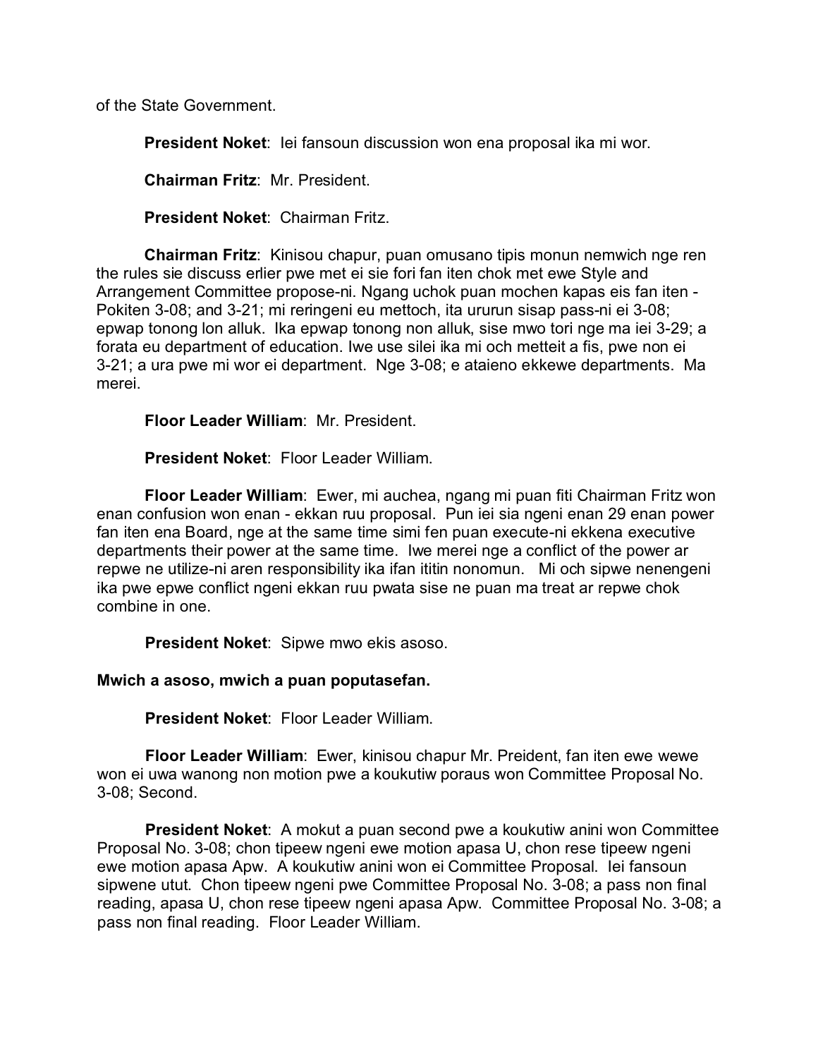of the State Government.

**President Noket**: Iei fansoun discussion won ena proposal ika mi wor.

**Chairman Fritz**: Mr. President.

**President Noket**: Chairman Fritz.

**Chairman Fritz**: Kinisou chapur, puan omusano tipis monun nemwich nge ren the rules sie discuss erlier pwe met ei sie fori fan iten chok met ewe Style and Arrangement Committee propose-ni. Ngang uchok puan mochen kapas eis fan iten - Pokiten 3-08; and 3-21; mi reringeni eu mettoch, ita ururun sisap pass-ni ei 3-08; epwap tonong lon alluk. Ika epwap tonong non alluk, sise mwo tori nge ma iei 3-29; a forata eu department of education. Iwe use silei ika mi och metteit a fis, pwe non ei 3-21; a ura pwe mi wor ei department. Nge 3-08; e ataieno ekkewe departments. Ma merei.

**Floor Leader William**: Mr. President.

**President Noket**: Floor Leader William.

**Floor Leader William**: Ewer, mi auchea, ngang mi puan fiti Chairman Fritz won enan confusion won enan - ekkan ruu proposal. Pun iei sia ngeni enan 29 enan power fan iten ena Board, nge at the same time simi fen puan execute-ni ekkena executive departments their power at the same time. Iwe merei nge a conflict of the power ar repwe ne utilize-ni aren responsibility ika ifan ititin nonomun. Mi och sipwe nenengeni ika pwe epwe conflict ngeni ekkan ruu pwata sise ne puan ma treat ar repwe chok combine in one.

**President Noket**: Sipwe mwo ekis asoso.

**Mwich a asoso, mwich a puan poputasefan.**

**President Noket**: Floor Leader William.

**Floor Leader William**: Ewer, kinisou chapur Mr. Preident, fan iten ewe wewe won ei uwa wanong non motion pwe a koukutiw poraus won Committee Proposal No. 3-08; Second.

**President Noket**: A mokut a puan second pwe a koukutiw anini won Committee Proposal No. 3-08; chon tipeew ngeni ewe motion apasa U, chon rese tipeew ngeni ewe motion apasa Apw. A koukutiw anini won ei Committee Proposal. Iei fansoun sipwene utut. Chon tipeew ngeni pwe Committee Proposal No. 3-08; a pass non final reading, apasa U, chon rese tipeew ngeni apasa Apw. Committee Proposal No. 3-08; a pass non final reading. Floor Leader William.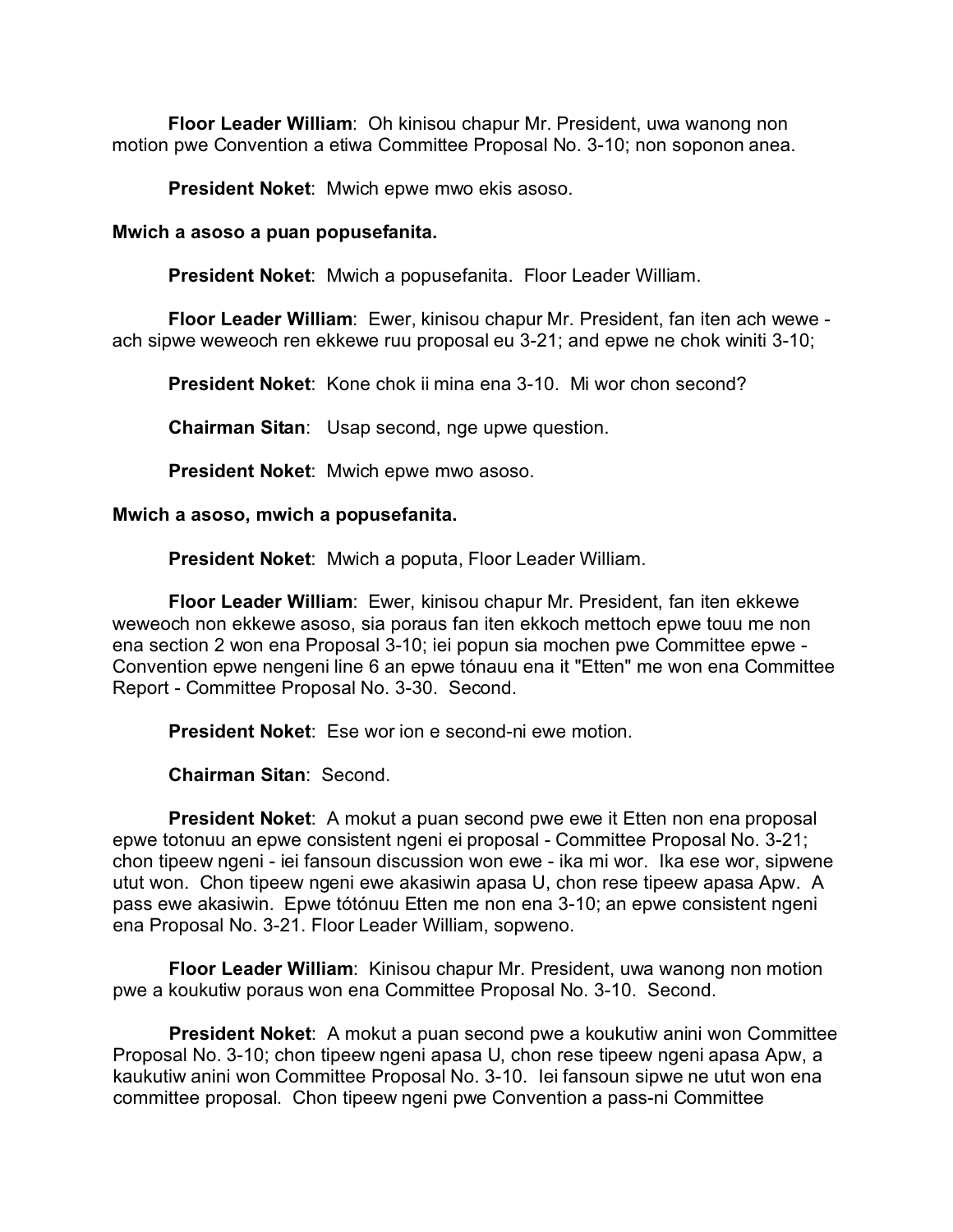**Floor Leader William**: Oh kinisou chapur Mr. President, uwa wanong non motion pwe Convention a etiwa Committee Proposal No. 3-10; non soponon anea.

**President Noket**: Mwich epwe mwo ekis asoso.

**Mwich a asoso a puan popusefanita.**

**President Noket**: Mwich a popusefanita. Floor Leader William.

**Floor Leader William**: Ewer, kinisou chapur Mr. President, fan iten ach wewe - ach sipwe weweoch ren ekkewe ruu proposal eu 3-21; and epwe ne chok winiti 3-10;

**President Noket**: Kone chok ii mina ena 3-10. Mi wor chon second?

**Chairman Sitan**: Usap second, nge upwe question.

**President Noket**: Mwich epwe mwo asoso.

**Mwich a asoso, mwich a popusefanita.**

**President Noket**: Mwich a poputa, Floor Leader William.

**Floor Leader William**: Ewer, kinisou chapur Mr. President, fan iten ekkewe weweoch non ekkewe asoso, sia poraus fan iten ekkoch mettoch epwe touu me non ena section 2 won ena Proposal 3-10; iei popun sia mochen pwe Committee epwe - Convention epwe nengeni line 6 an epwe tónauu ena it "Etten" me won ena Committee Report - Committee Proposal No. 3-30. Second.

**President Noket**: Ese wor ion e second-ni ewe motion.

**Chairman Sitan**: Second.

**President Noket**: A mokut a puan second pwe ewe it Etten non ena proposal epwe totonuu an epwe consistent ngeni ei proposal - Committee Proposal No. 3-21; chon tipeew ngeni - iei fansoun discussion won ewe - ika mi wor. Ika ese wor, sipwene utut won. Chon tipeew ngeni ewe akasiwin apasa U, chon rese tipeew apasa Apw. A pass ewe akasiwin. Epwe tótónuu Etten me non ena 3-10; an epwe consistent ngeni ena Proposal No. 3-21. Floor Leader William, sopweno.

**Floor Leader William**: Kinisou chapur Mr. President, uwa wanong non motion pwe a koukutiw poraus won ena Committee Proposal No. 3-10. Second.

**President Noket**: A mokut a puan second pwe a koukutiw anini won Committee Proposal No. 3-10; chon tipeew ngeni apasa U, chon rese tipeew ngeni apasa Apw, a kaukutiw anini won Committee Proposal No. 3-10. Iei fansoun sipwe ne utut won ena committee proposal. Chon tipeew ngeni pwe Convention a pass-ni Committee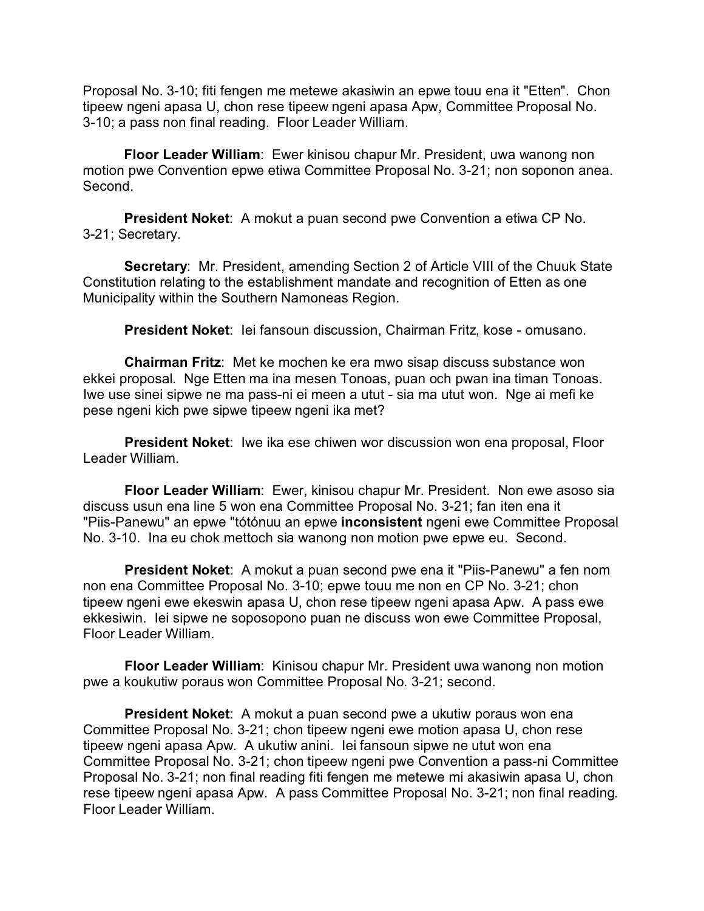Proposal No. 3-10; fiti fengen me metewe akasiwin an epwe touu ena it "Etten". Chon tipeew ngeni apasa U, chon rese tipeew ngeni apasa Apw, Committee Proposal No. 3-10; a pass non final reading. Floor Leader William.

**Floor Leader William**: Ewer kinisou chapur Mr. President, uwa wanong non motion pwe Convention epwe etiwa Committee Proposal No. 3-21; non soponon anea. Second.

**President Noket**: A mokut a puan second pwe Convention a etiwa CP No. 3-21; Secretary.

**Secretary**: Mr. President, amending Section 2 of Article VIII of the Chuuk State Constitution relating to the establishment mandate and recognition of Etten as one Municipality within the Southern Namoneas Region.

**President Noket**: Iei fansoun discussion, Chairman Fritz, kose - omusano.

**Chairman Fritz**: Met ke mochen ke era mwo sisap discuss substance won ekkei proposal. Nge Etten ma ina mesen Tonoas, puan och pwan ina timan Tonoas. Iwe use sinei sipwe ne ma pass-ni ei meen a utut - sia ma utut won. Nge ai mefi ke pese ngeni kich pwe sipwe tipeew ngeni ika met?

**President Noket**: Iwe ika ese chiwen wor discussion won ena proposal, Floor Leader William.

**Floor Leader William**: Ewer, kinisou chapur Mr. President. Non ewe asoso sia discuss usun ena line 5 won ena Committee Proposal No. 3-21; fan iten ena it "Piis-Panewu" an epwe "tótónuu an epwe **inconsistent** ngeni ewe Committee Proposal No. 3-10. Ina eu chok mettoch sia wanong non motion pwe epwe eu. Second.

**President Noket**: A mokut a puan second pwe ena it "Piis-Panewu" a fen nom non ena Committee Proposal No. 3-10; epwe touu me non en CP No. 3-21; chon tipeew ngeni ewe ekeswin apasa U, chon rese tipeew ngeni apasa Apw. A pass ewe ekkesiwin. Iei sipwe ne soposopono puan ne discuss won ewe Committee Proposal, Floor Leader William.

**Floor Leader William**: Kinisou chapur Mr. President uwa wanong non motion pwe a koukutiw poraus won Committee Proposal No. 3-21; second.

**President Noket**: A mokut a puan second pwe a ukutiw poraus won ena Committee Proposal No. 3-21; chon tipeew ngeni ewe motion apasa U, chon rese tipeew ngeni apasa Apw. A ukutiw anini. Iei fansoun sipwe ne utut won ena Committee Proposal No. 3-21; chon tipeew ngeni pwe Convention a pass-ni Committee Proposal No. 3-21; non final reading fiti fengen me metewe mi akasiwin apasa U, chon rese tipeew ngeni apasa Apw. A pass Committee Proposal No. 3-21; non final reading. Floor Leader William.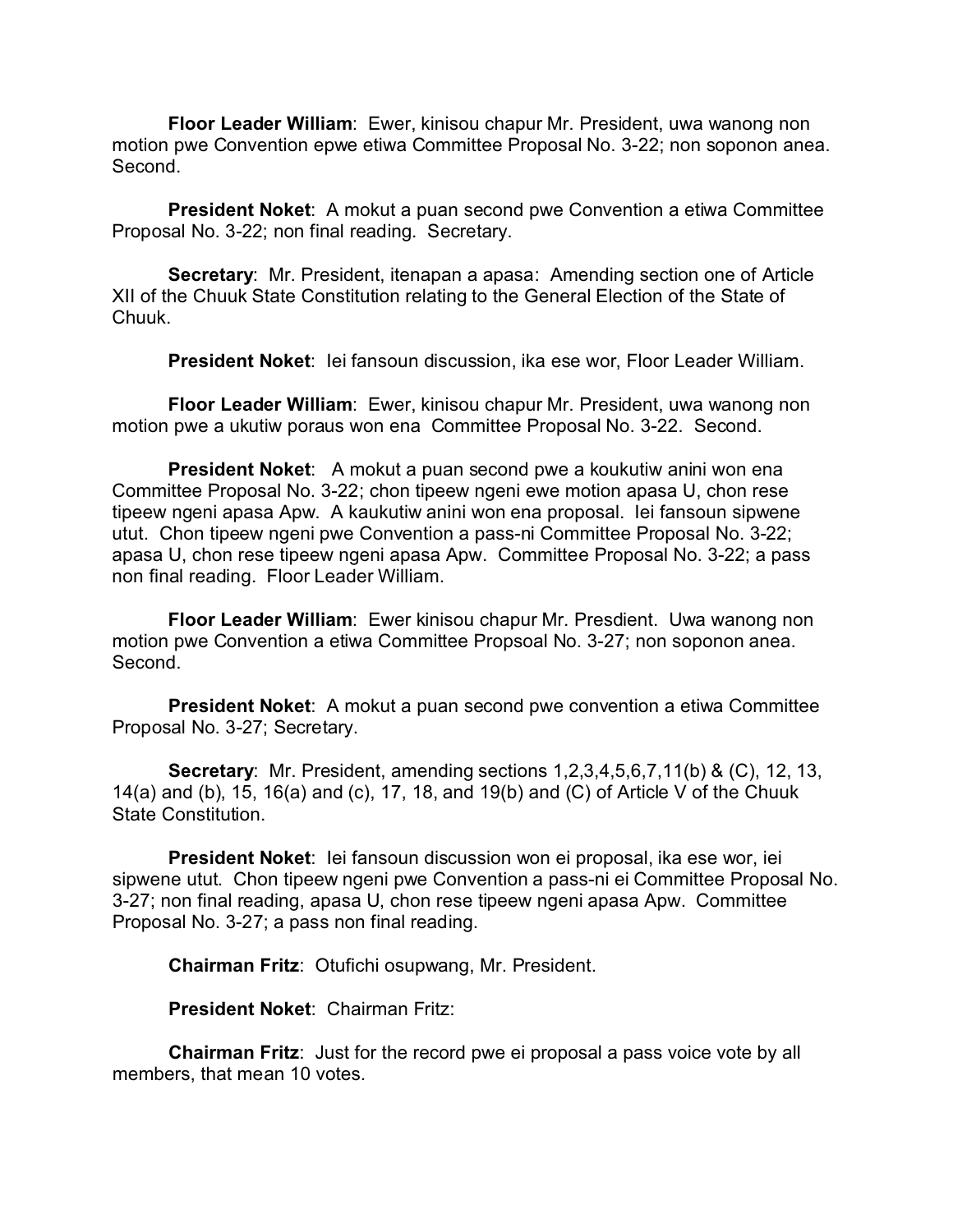**Floor Leader William**: Ewer, kinisou chapur Mr. President, uwa wanong non motion pwe Convention epwe etiwa Committee Proposal No. 3-22; non soponon anea. Second.

**President Noket**: A mokut a puan second pwe Convention a etiwa Committee Proposal No. 3-22; non final reading. Secretary.

**Secretary**: Mr. President, itenapan a apasa: Amending section one of Article XII of the Chuuk State Constitution relating to the General Election of the State of Chuuk.

**President Noket**: Iei fansoun discussion, ika ese wor, Floor Leader William.

**Floor Leader William**: Ewer, kinisou chapur Mr. President, uwa wanong non motion pwe a ukutiw poraus won ena Committee Proposal No. 3-22. Second.

**President Noket**: A mokut a puan second pwe a koukutiw anini won ena Committee Proposal No. 3-22; chon tipeew ngeni ewe motion apasa U, chon rese tipeew ngeni apasa Apw. A kaukutiw anini won ena proposal. Iei fansoun sipwene utut. Chon tipeew ngeni pwe Convention a pass-ni Committee Proposal No. 3-22; apasa U, chon rese tipeew ngeni apasa Apw. Committee Proposal No. 3-22; a pass non final reading. Floor Leader William.

**Floor Leader William**: Ewer kinisou chapur Mr. Presdient. Uwa wanong non motion pwe Convention a etiwa Committee Propsoal No. 3-27; non soponon anea. Second.

**President Noket**: A mokut a puan second pwe convention a etiwa Committee Proposal No. 3-27; Secretary.

**Secretary**: Mr. President, amending sections 1,2,3,4,5,6,7,11(b) & (C), 12, 13, 14(a) and (b), 15, 16(a) and (c), 17, 18, and 19(b) and (C) of Article V of the Chuuk State Constitution.

**President Noket**: Iei fansoun discussion won ei proposal, ika ese wor, iei sipwene utut. Chon tipeew ngeni pwe Convention a pass-ni ei Committee Proposal No. 3-27; non final reading, apasa U, chon rese tipeew ngeni apasa Apw. Committee Proposal No. 3-27; a pass non final reading.

**Chairman Fritz**: Otufichi osupwang, Mr. President.

**President Noket**: Chairman Fritz:

**Chairman Fritz**: Just for the record pwe ei proposal a pass voice vote by all members, that mean 10 votes.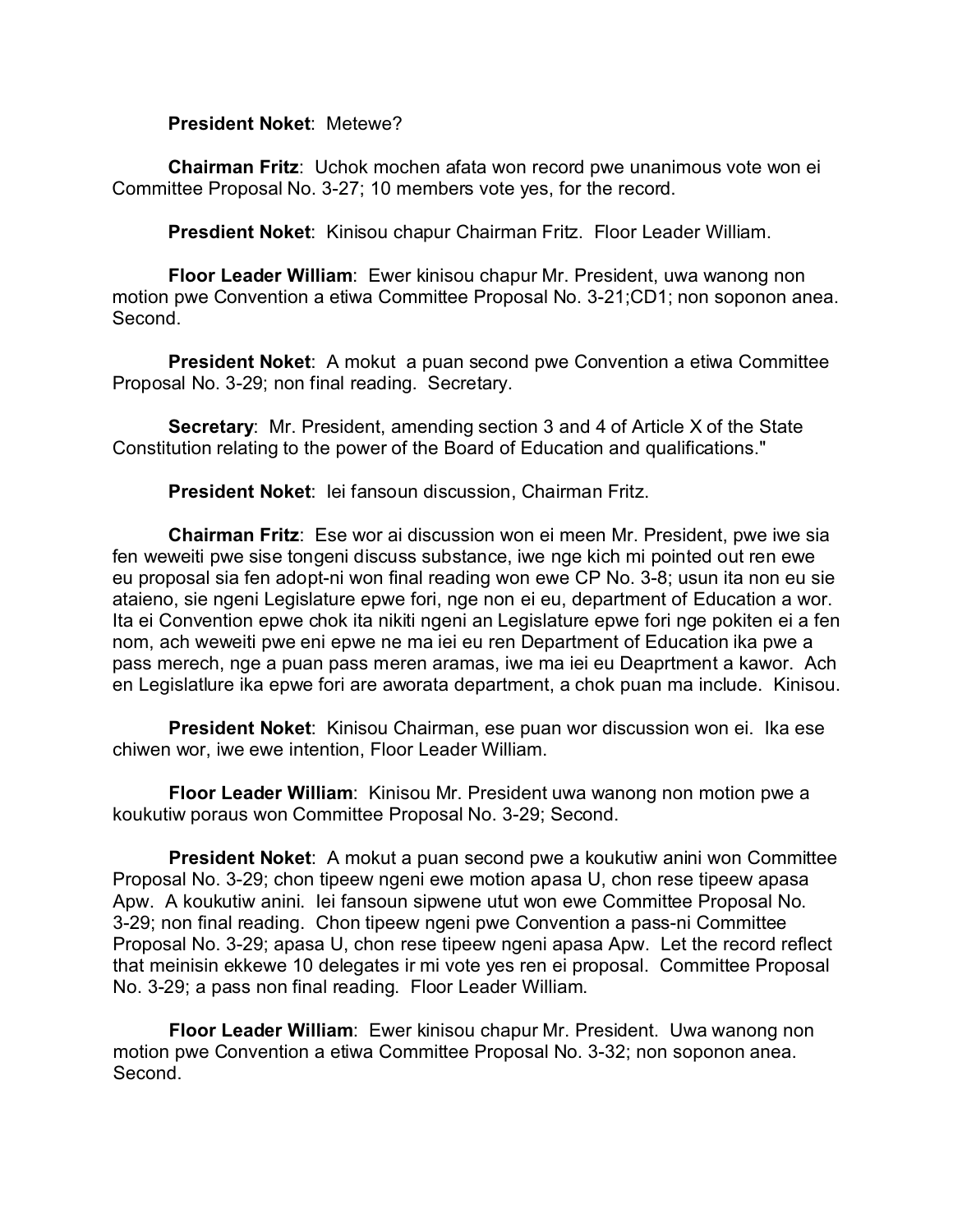**President Noket**: Metewe?

**Chairman Fritz**: Uchok mochen afata won record pwe unanimous vote won ei Committee Proposal No. 3-27; 10 members vote yes, for the record.

**Presdient Noket**: Kinisou chapur Chairman Fritz. Floor Leader William.

**Floor Leader William**: Ewer kinisou chapur Mr. President, uwa wanong non motion pwe Convention a etiwa Committee Proposal No. 3-21;CD1; non soponon anea. Second.

**President Noket**: A mokut a puan second pwe Convention a etiwa Committee Proposal No. 3-29; non final reading. Secretary.

**Secretary**: Mr. President, amending section 3 and 4 of Article X of the State Constitution relating to the power of the Board of Education and qualifications."

**President Noket**: Iei fansoun discussion, Chairman Fritz.

**Chairman Fritz**: Ese wor ai discussion won ei meen Mr. President, pwe iwe sia fen weweiti pwe sise tongeni discuss substance, iwe nge kich mi pointed out ren ewe eu proposal sia fen adopt-ni won final reading won ewe CP No. 3-8; usun ita non eu sie ataieno, sie ngeni Legislature epwe fori, nge non ei eu, department of Education a wor. Ita ei Convention epwe chok ita nikiti ngeni an Legislature epwe fori nge pokiten ei a fen nom, ach weweiti pwe eni epwe ne ma iei eu ren Department of Education ika pwe a pass merech, nge a puan pass meren aramas, iwe ma iei eu Deaprtment a kawor. Ach en Legislatlure ika epwe fori are aworata department, a chok puan ma include. Kinisou.

**President Noket**: Kinisou Chairman, ese puan wor discussion won ei. Ika ese chiwen wor, iwe ewe intention, Floor Leader William.

**Floor Leader William**: Kinisou Mr. President uwa wanong non motion pwe a koukutiw poraus won Committee Proposal No. 3-29; Second.

**President Noket**: A mokut a puan second pwe a koukutiw anini won Committee Proposal No. 3-29; chon tipeew ngeni ewe motion apasa U, chon rese tipeew apasa Apw. A koukutiw anini. Iei fansoun sipwene utut won ewe Committee Proposal No. 3-29; non final reading. Chon tipeew ngeni pwe Convention a pass-ni Committee Proposal No. 3-29; apasa U, chon rese tipeew ngeni apasa Apw. Let the record reflect that meinisin ekkewe 10 delegates ir mi vote yes ren ei proposal. Committee Proposal No. 3-29; a pass non final reading. Floor Leader William.

**Floor Leader William**: Ewer kinisou chapur Mr. President. Uwa wanong non motion pwe Convention a etiwa Committee Proposal No. 3-32; non soponon anea. Second.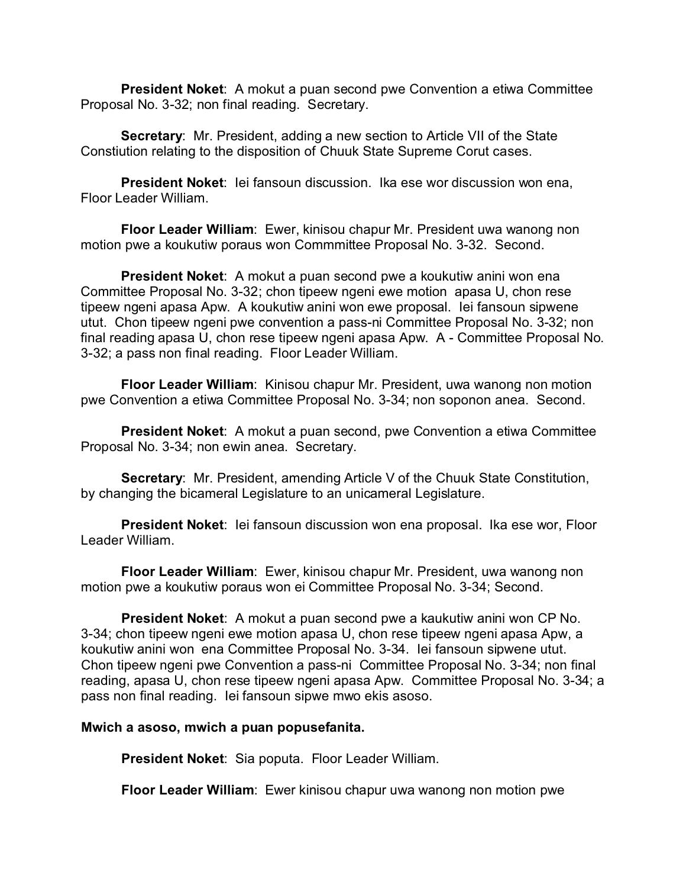**President Noket**: A mokut a puan second pwe Convention a etiwa Committee Proposal No. 3-32; non final reading. Secretary.

**Secretary**: Mr. President, adding a new section to Article VII of the State Constiution relating to the disposition of Chuuk State Supreme Corut cases.

**President Noket**: Iei fansoun discussion. Ika ese wor discussion won ena, Floor Leader William.

**Floor Leader William**: Ewer, kinisou chapur Mr. President uwa wanong non motion pwe a koukutiw poraus won Commmittee Proposal No. 3-32. Second.

**President Noket**: A mokut a puan second pwe a koukutiw anini won ena Committee Proposal No. 3-32; chon tipeew ngeni ewe motion apasa U, chon rese tipeew ngeni apasa Apw. A koukutiw anini won ewe proposal. Iei fansoun sipwene utut. Chon tipeew ngeni pwe convention a pass-ni Committee Proposal No. 3-32; non final reading apasa U, chon rese tipeew ngeni apasa Apw. A - Committee Proposal No. 3-32; a pass non final reading. Floor Leader William.

**Floor Leader William**: Kinisou chapur Mr. President, uwa wanong non motion pwe Convention a etiwa Committee Proposal No. 3-34; non soponon anea. Second.

**President Noket**: A mokut a puan second, pwe Convention a etiwa Committee Proposal No. 3-34; non ewin anea. Secretary.

**Secretary**: Mr. President, amending Article V of the Chuuk State Constitution, by changing the bicameral Legislature to an unicameral Legislature.

**President Noket**: Iei fansoun discussion won ena proposal. Ika ese wor, Floor Leader William.

**Floor Leader William**: Ewer, kinisou chapur Mr. President, uwa wanong non motion pwe a koukutiw poraus won ei Committee Proposal No. 3-34; Second.

**President Noket**: A mokut a puan second pwe a kaukutiw anini won CP No. 3-34; chon tipeew ngeni ewe motion apasa U, chon rese tipeew ngeni apasa Apw, a koukutiw anini won ena Committee Proposal No. 3-34. Iei fansoun sipwene utut. Chon tipeew ngeni pwe Convention a pass-ni Committee Proposal No. 3-34; non final reading, apasa U, chon rese tipeew ngeni apasa Apw. Committee Proposal No. 3-34; a pass non final reading. Iei fansoun sipwe mwo ekis asoso.

**Mwich a asoso, mwich a puan popusefanita.**

**President Noket**: Sia poputa. Floor Leader William.

**Floor Leader William**: Ewer kinisou chapur uwa wanong non motion pwe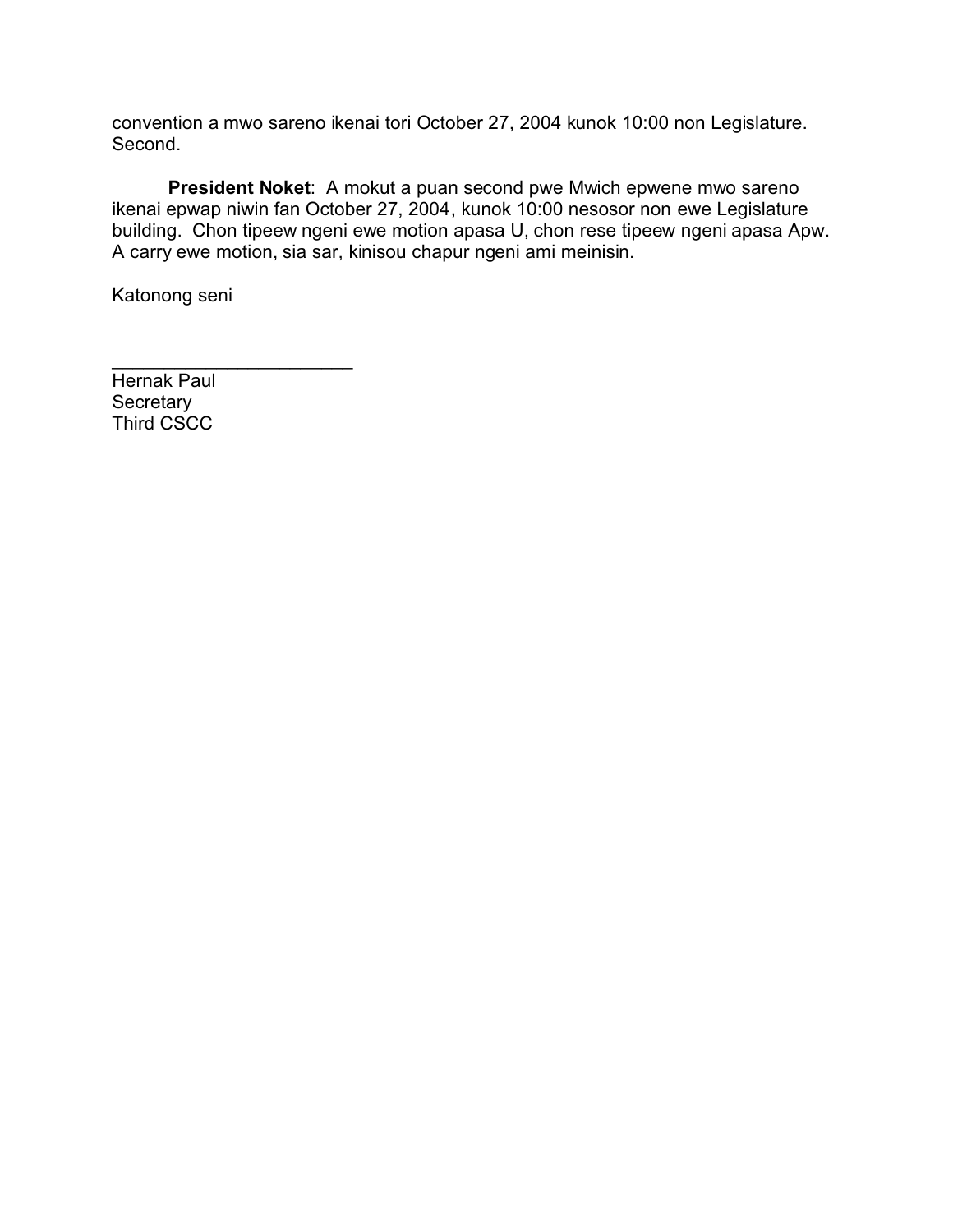convention a mwo sareno ikenai tori October 27, 2004 kunok 10:00 non Legislature. Second.

**President Noket**: A mokut a puan second pwe Mwich epwene mwo sareno ikenai epwap niwin fan October 27, 2004, kunok 10:00 nesosor non ewe Legislature building. Chon tipeew ngeni ewe motion apasa U, chon rese tipeew ngeni apasa Apw. A carry ewe motion, sia sar, kinisou chapur ngeni ami meinisin.

Katonong seni

________________________

Hernak Paul
Secretary
Third CSCC